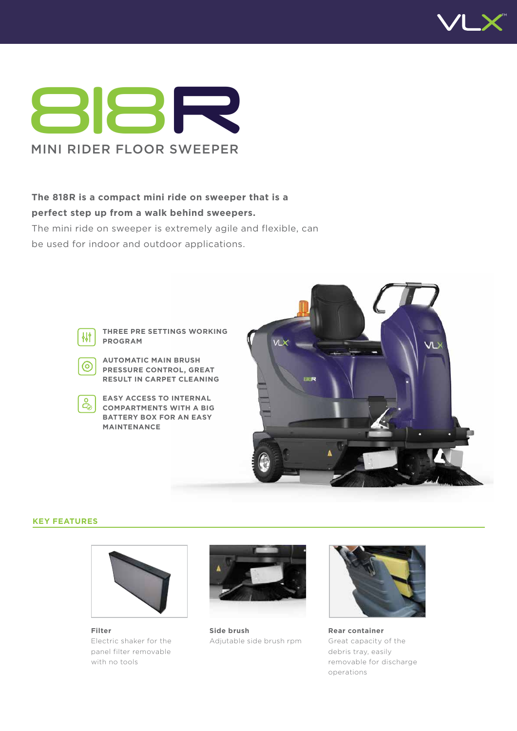# 818R

## MINI RIDER FLOOR SWEEPER

**The 818R is a compact mini ride on sweeper that is a perfect step up from a walk behind sweepers.**
The mini ride on sweeper is extremely agile and flexible, can be used for indoor and outdoor applications.

- **THREE PRE SETTINGS WORKING PROGRAM**
- **AUTOMATIC MAIN BRUSH PRESSURE CONTROL, GREAT RESULT IN CARPET CLEANING**
- **EASY ACCESS TO INTERNAL COMPARTMENTS WITH A BIG BATTERY BOX FOR AN EASY MAINTENANCE**

### KEY FEATURES

**Filter**
Electric shaker for the panel filter removable with no tools

**Side brush**
Adjutable side brush rpm

**Rear container**
Great capacity of the debris tray, easily removable for discharge operations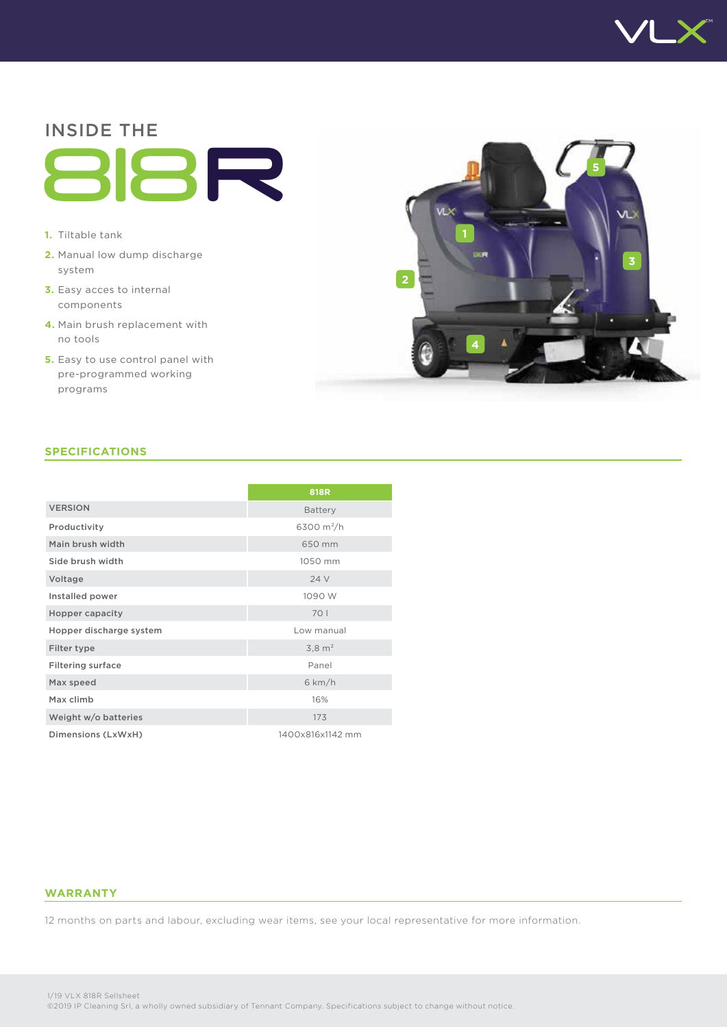# INSIDE THE 818R

1. Tiltable tank
2. Manual low dump discharge system
3. Easy acces to internal components
4. Main brush replacement with no tools
5. Easy to use control panel with pre-programmed working programs

## SPECIFICATIONS

| | 818R |
|---|---|
| VERSION | Battery |
| Productivity | 6300 $m^2$/h |
| Main brush width | 650 mm |
| Side brush width | 1050 mm |
| Voltage | 24 V |
| Installed power | 1090 W |
| Hopper capacity | 70 l |
| Hopper discharge system | Low manual |
| Filter type | 3,8 $m^2$ |
| Filtering surface | Panel |
| Max speed | 6 km/h |
| Max climb | 16% |
| Weight w/o batteries | 173 |
| Dimensions (LxWxH) | 1400x816x1142 mm |

## WARRANTY

12 months on parts and labour, excluding wear items, see your local representative for more information.

1/19 VLX 818R Sellsheet
©2019 IP Cleaning Srl, a wholly owned subsidiary of Tennant Company. Specifications subject to change without notice.